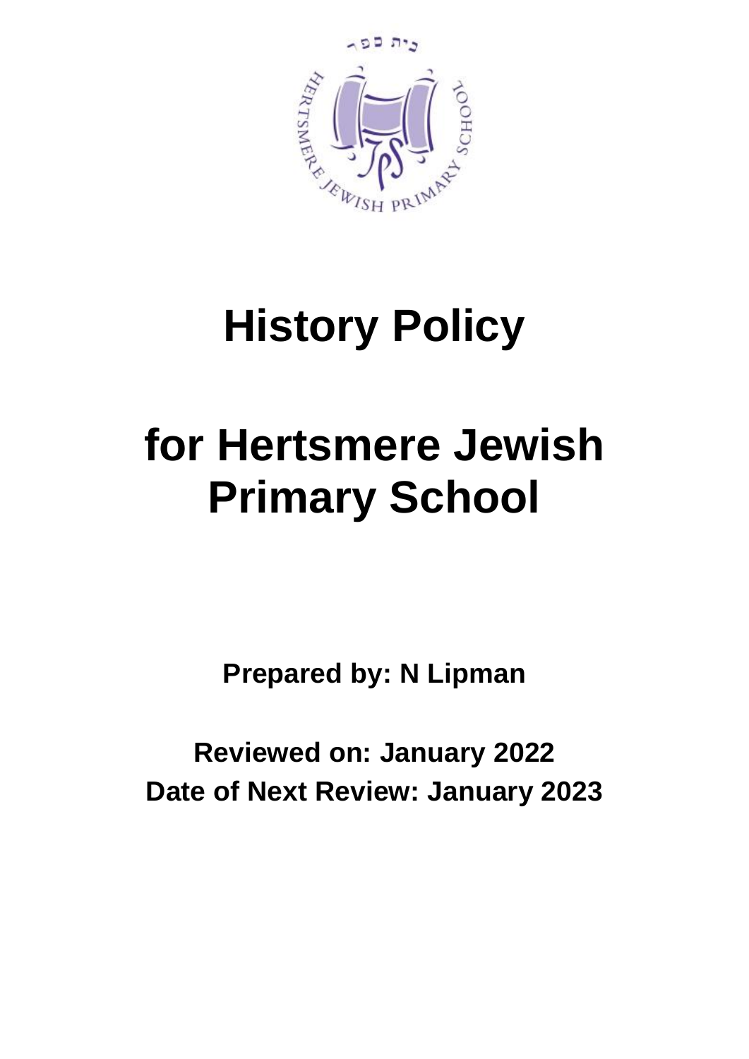# History Policy

# for Hertsmere Jewish Primary School

**Prepared by: N Lipman**

**Reviewed on: January 2022**
**Date of Next Review: January 2023**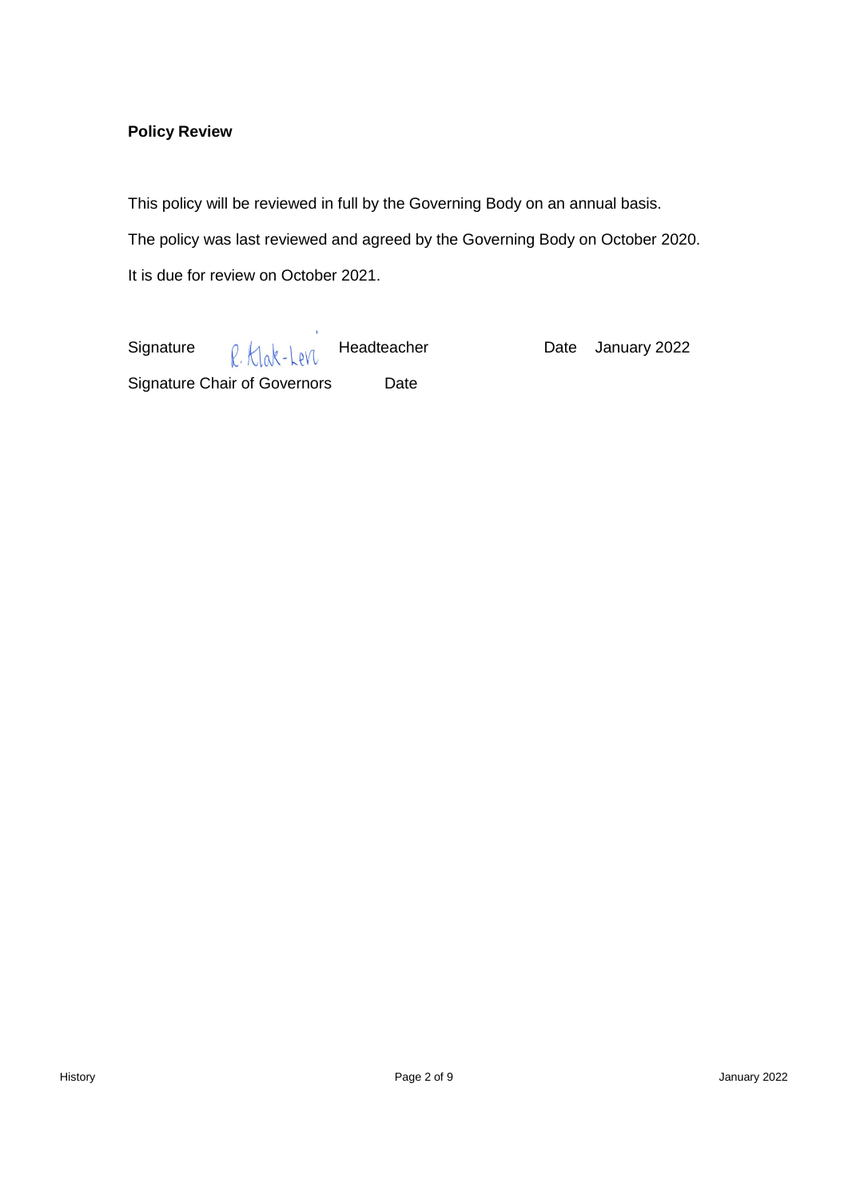**Policy Review**

This policy will be reviewed in full by the Governing Body on an annual basis.

The policy was last reviewed and agreed by the Governing Body on October 2020.

It is due for review on October 2021.

Signature R. Klak-Levi Headteacher Date January 2022

Signature Chair of Governors Date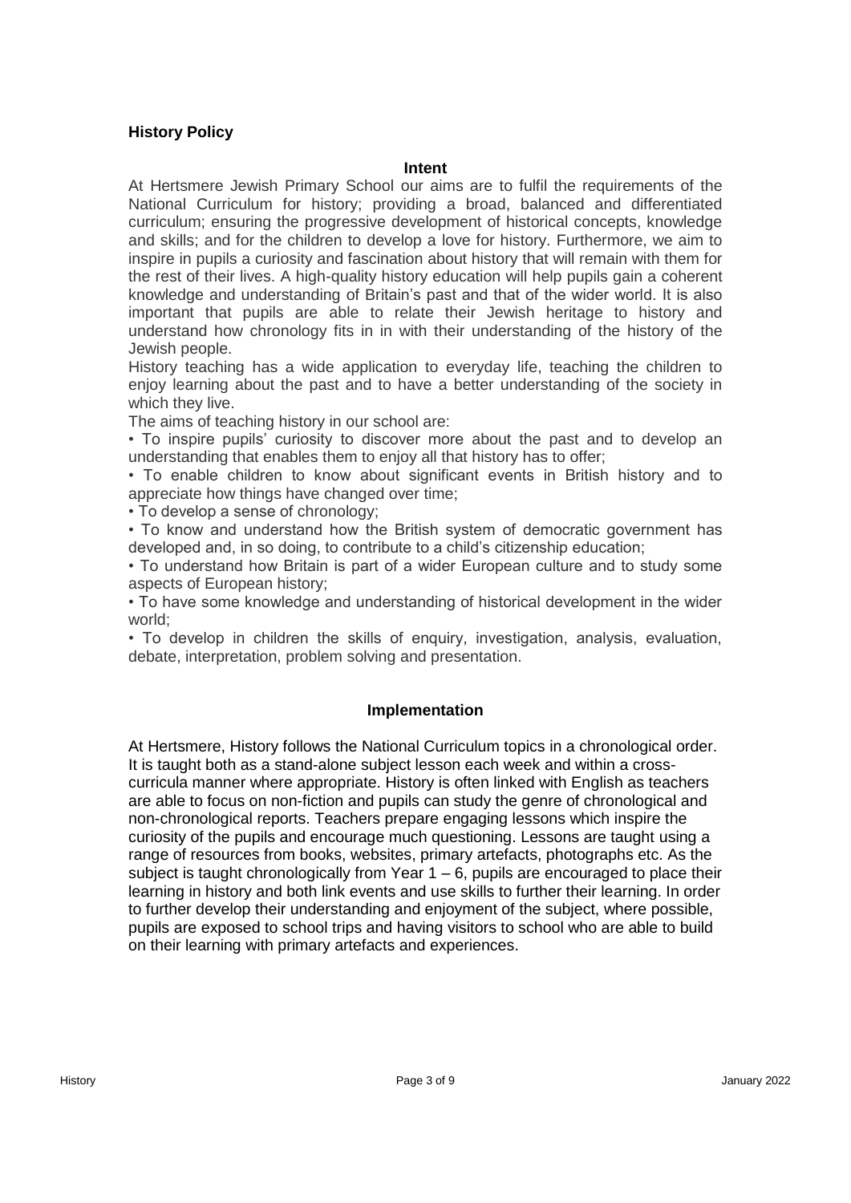## History Policy

### Intent

At Hertsmere Jewish Primary School our aims are to fulfil the requirements of the National Curriculum for history; providing a broad, balanced and differentiated curriculum; ensuring the progressive development of historical concepts, knowledge and skills; and for the children to develop a love for history. Furthermore, we aim to inspire in pupils a curiosity and fascination about history that will remain with them for the rest of their lives. A high-quality history education will help pupils gain a coherent knowledge and understanding of Britain's past and that of the wider world. It is also important that pupils are able to relate their Jewish heritage to history and understand how chronology fits in in with their understanding of the history of the Jewish people.

History teaching has a wide application to everyday life, teaching the children to enjoy learning about the past and to have a better understanding of the society in which they live.

The aims of teaching history in our school are:

- To inspire pupils' curiosity to discover more about the past and to develop an understanding that enables them to enjoy all that history has to offer;
- To enable children to know about significant events in British history and to appreciate how things have changed over time;
- To develop a sense of chronology;
- To know and understand how the British system of democratic government has developed and, in so doing, to contribute to a child's citizenship education;
- To understand how Britain is part of a wider European culture and to study some aspects of European history;
- To have some knowledge and understanding of historical development in the wider world;
- To develop in children the skills of enquiry, investigation, analysis, evaluation, debate, interpretation, problem solving and presentation.

### Implementation

At Hertsmere, History follows the National Curriculum topics in a chronological order. It is taught both as a stand-alone subject lesson each week and within a cross-curricula manner where appropriate. History is often linked with English as teachers are able to focus on non-fiction and pupils can study the genre of chronological and non-chronological reports. Teachers prepare engaging lessons which inspire the curiosity of the pupils and encourage much questioning. Lessons are taught using a range of resources from books, websites, primary artefacts, photographs etc. As the subject is taught chronologically from Year 1 – 6, pupils are encouraged to place their learning in history and both link events and use skills to further their learning. In order to further develop their understanding and enjoyment of the subject, where possible, pupils are exposed to school trips and having visitors to school who are able to build on their learning with primary artefacts and experiences.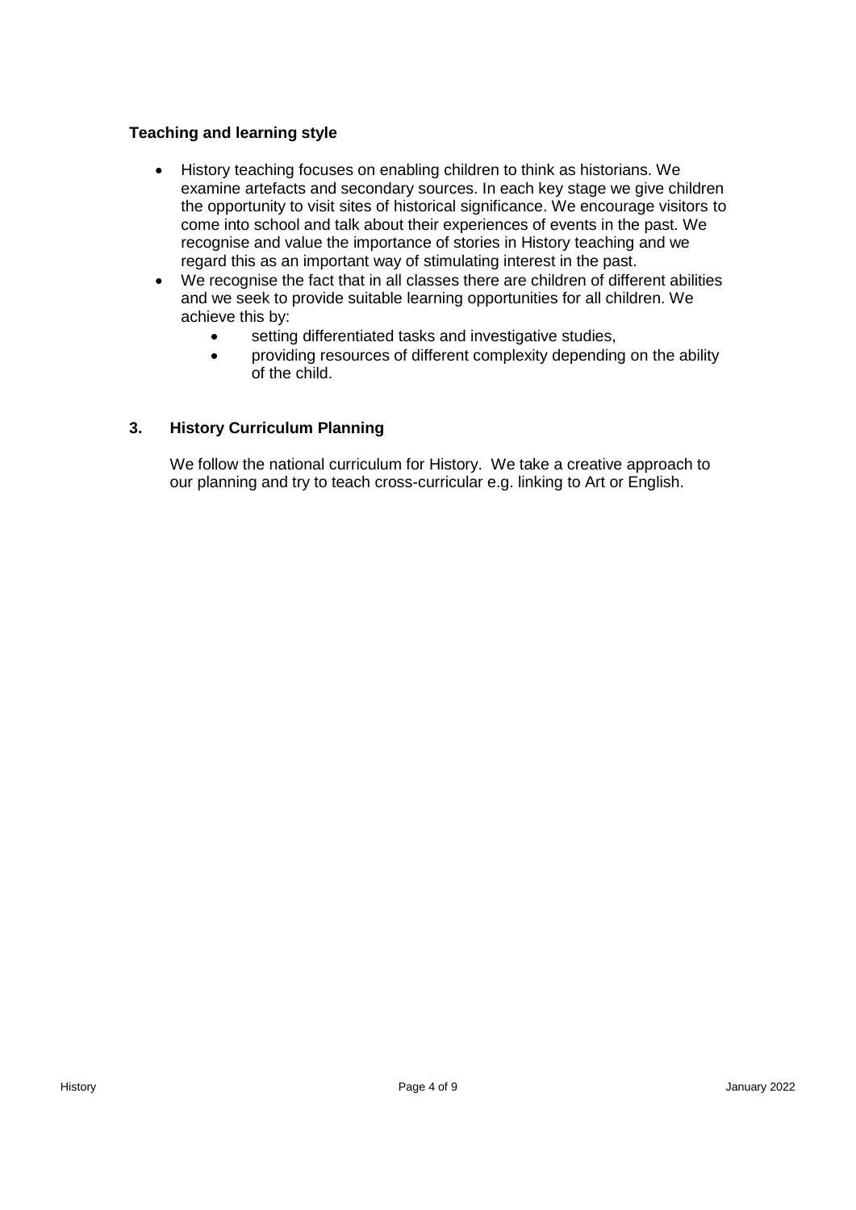**Teaching and learning style**

- History teaching focuses on enabling children to think as historians. We examine artefacts and secondary sources. In each key stage we give children the opportunity to visit sites of historical significance. We encourage visitors to come into school and talk about their experiences of events in the past. We recognise and value the importance of stories in History teaching and we regard this as an important way of stimulating interest in the past.
- We recognise the fact that in all classes there are children of different abilities and we seek to provide suitable learning opportunities for all children. We achieve this by:
  - setting differentiated tasks and investigative studies,
  - providing resources of different complexity depending on the ability of the child.

## 3. History Curriculum Planning

We follow the national curriculum for History. We take a creative approach to our planning and try to teach cross-curricular e.g. linking to Art or English.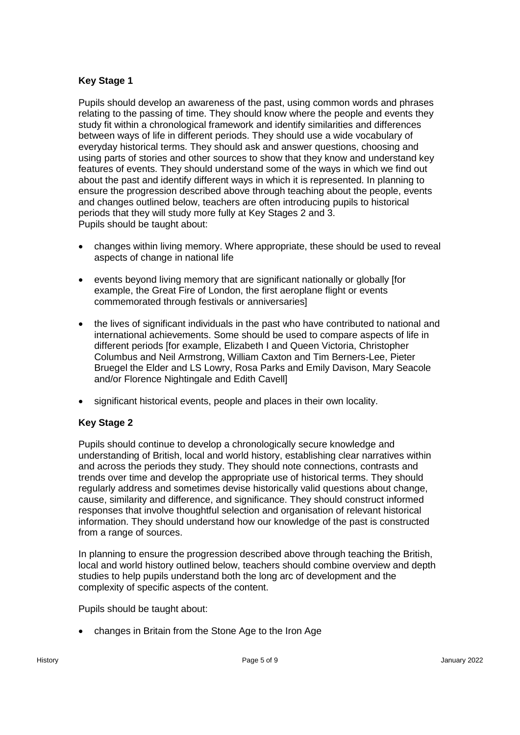**Key Stage 1**

Pupils should develop an awareness of the past, using common words and phrases relating to the passing of time. They should know where the people and events they study fit within a chronological framework and identify similarities and differences between ways of life in different periods. They should use a wide vocabulary of everyday historical terms. They should ask and answer questions, choosing and using parts of stories and other sources to show that they know and understand key features of events. They should understand some of the ways in which we find out about the past and identify different ways in which it is represented. In planning to ensure the progression described above through teaching about the people, events and changes outlined below, teachers are often introducing pupils to historical periods that they will study more fully at Key Stages 2 and 3.
Pupils should be taught about:

- changes within living memory. Where appropriate, these should be used to reveal aspects of change in national life
- events beyond living memory that are significant nationally or globally [for example, the Great Fire of London, the first aeroplane flight or events commemorated through festivals or anniversaries]
- the lives of significant individuals in the past who have contributed to national and international achievements. Some should be used to compare aspects of life in different periods [for example, Elizabeth I and Queen Victoria, Christopher Columbus and Neil Armstrong, William Caxton and Tim Berners-Lee, Pieter Bruegel the Elder and LS Lowry, Rosa Parks and Emily Davison, Mary Seacole and/or Florence Nightingale and Edith Cavell]
- significant historical events, people and places in their own locality.

**Key Stage 2**

Pupils should continue to develop a chronologically secure knowledge and understanding of British, local and world history, establishing clear narratives within and across the periods they study. They should note connections, contrasts and trends over time and develop the appropriate use of historical terms. They should regularly address and sometimes devise historically valid questions about change, cause, similarity and difference, and significance. They should construct informed responses that involve thoughtful selection and organisation of relevant historical information. They should understand how our knowledge of the past is constructed from a range of sources.

In planning to ensure the progression described above through teaching the British, local and world history outlined below, teachers should combine overview and depth studies to help pupils understand both the long arc of development and the complexity of specific aspects of the content.

Pupils should be taught about:

- changes in Britain from the Stone Age to the Iron Age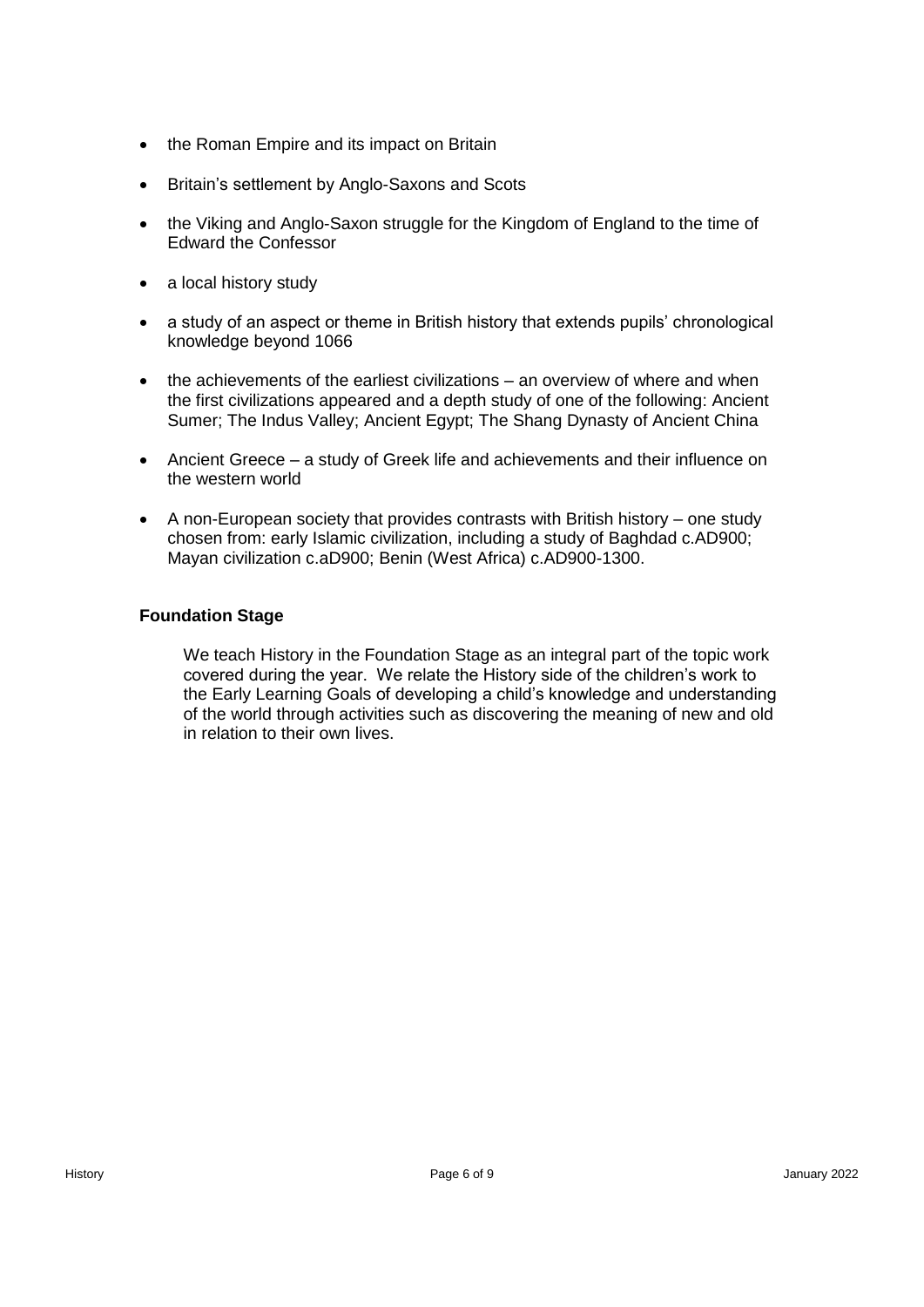- the Roman Empire and its impact on Britain
- Britain's settlement by Anglo-Saxons and Scots
- the Viking and Anglo-Saxon struggle for the Kingdom of England to the time of Edward the Confessor
- a local history study
- a study of an aspect or theme in British history that extends pupils' chronological knowledge beyond 1066
- the achievements of the earliest civilizations – an overview of where and when the first civilizations appeared and a depth study of one of the following: Ancient Sumer; The Indus Valley; Ancient Egypt; The Shang Dynasty of Ancient China
- Ancient Greece – a study of Greek life and achievements and their influence on the western world
- A non-European society that provides contrasts with British history – one study chosen from: early Islamic civilization, including a study of Baghdad c.AD900; Mayan civilization c.aD900; Benin (West Africa) c.AD900-1300.

**Foundation Stage**

We teach History in the Foundation Stage as an integral part of the topic work covered during the year. We relate the History side of the children's work to the Early Learning Goals of developing a child's knowledge and understanding of the world through activities such as discovering the meaning of new and old in relation to their own lives.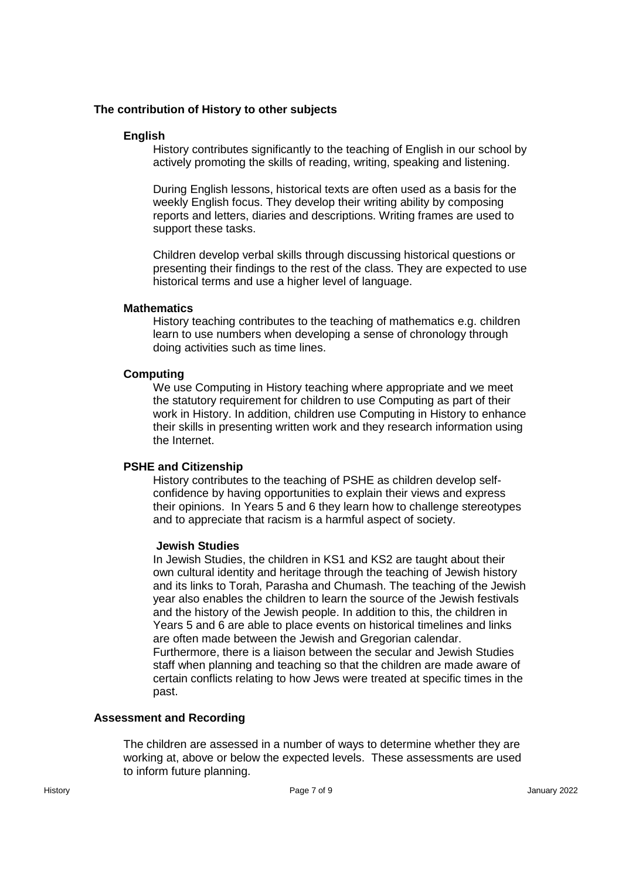## The contribution of History to other subjects

### English

History contributes significantly to the teaching of English in our school by actively promoting the skills of reading, writing, speaking and listening.

During English lessons, historical texts are often used as a basis for the weekly English focus. They develop their writing ability by composing reports and letters, diaries and descriptions. Writing frames are used to support these tasks.

Children develop verbal skills through discussing historical questions or presenting their findings to the rest of the class. They are expected to use historical terms and use a higher level of language.

### Mathematics

History teaching contributes to the teaching of mathematics e.g. children learn to use numbers when developing a sense of chronology through doing activities such as time lines.

### Computing

We use Computing in History teaching where appropriate and we meet the statutory requirement for children to use Computing as part of their work in History. In addition, children use Computing in History to enhance their skills in presenting written work and they research information using the Internet.

### PSHE and Citizenship

History contributes to the teaching of PSHE as children develop self-confidence by having opportunities to explain their views and express their opinions. In Years 5 and 6 they learn how to challenge stereotypes and to appreciate that racism is a harmful aspect of society.

### Jewish Studies

In Jewish Studies, the children in KS1 and KS2 are taught about their own cultural identity and heritage through the teaching of Jewish history and its links to Torah, Parasha and Chumash. The teaching of the Jewish year also enables the children to learn the source of the Jewish festivals and the history of the Jewish people. In addition to this, the children in Years 5 and 6 are able to place events on historical timelines and links are often made between the Jewish and Gregorian calendar. Furthermore, there is a liaison between the secular and Jewish Studies staff when planning and teaching so that the children are made aware of certain conflicts relating to how Jews were treated at specific times in the past.

## Assessment and Recording

The children are assessed in a number of ways to determine whether they are working at, above or below the expected levels. These assessments are used to inform future planning.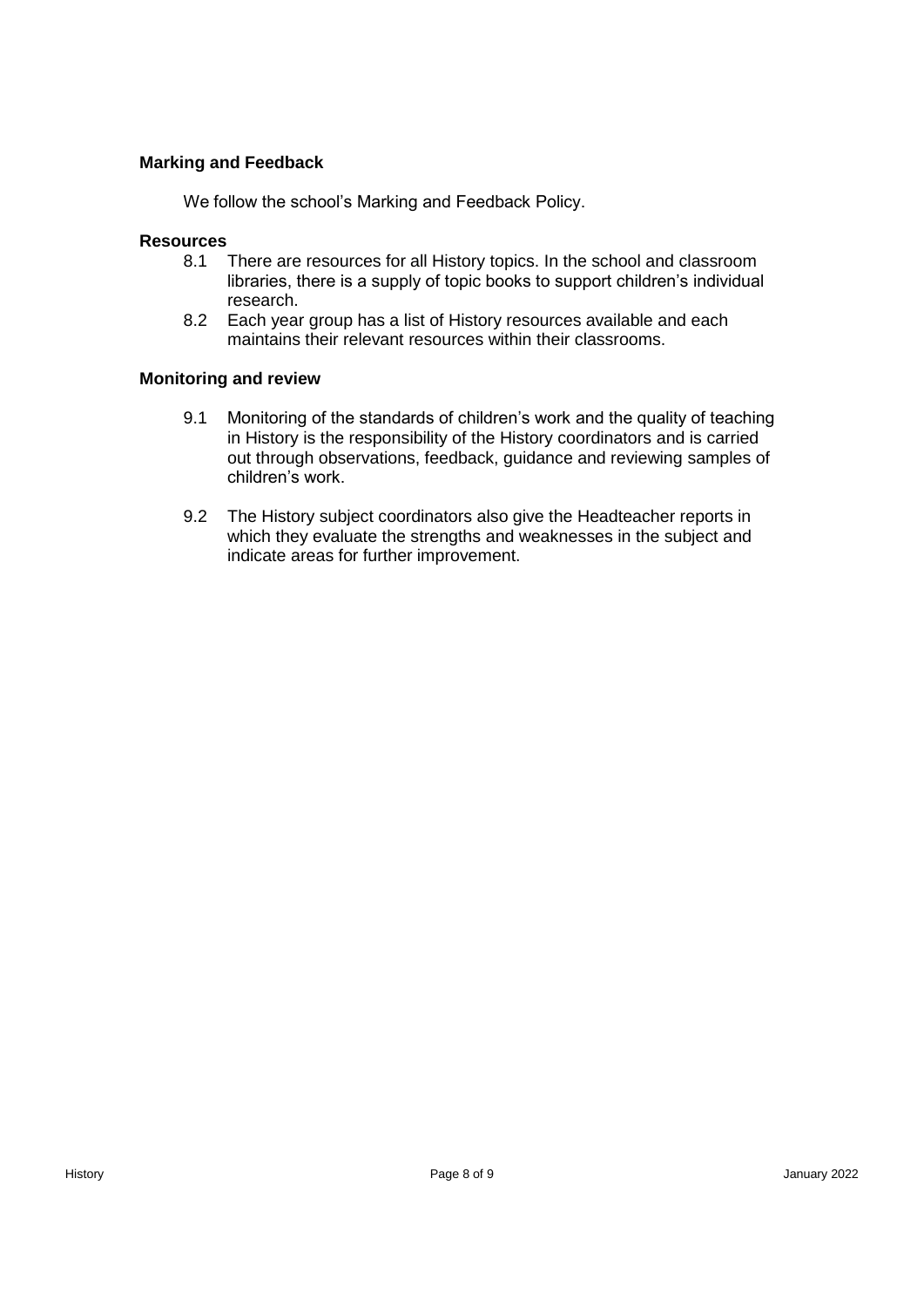## Marking and Feedback

We follow the school's Marking and Feedback Policy.

## Resources

8.1 There are resources for all History topics. In the school and classroom libraries, there is a supply of topic books to support children's individual research.

8.2 Each year group has a list of History resources available and each maintains their relevant resources within their classrooms.

## Monitoring and review

9.1 Monitoring of the standards of children's work and the quality of teaching in History is the responsibility of the History coordinators and is carried out through observations, feedback, guidance and reviewing samples of children's work.

9.2 The History subject coordinators also give the Headteacher reports in which they evaluate the strengths and weaknesses in the subject and indicate areas for further improvement.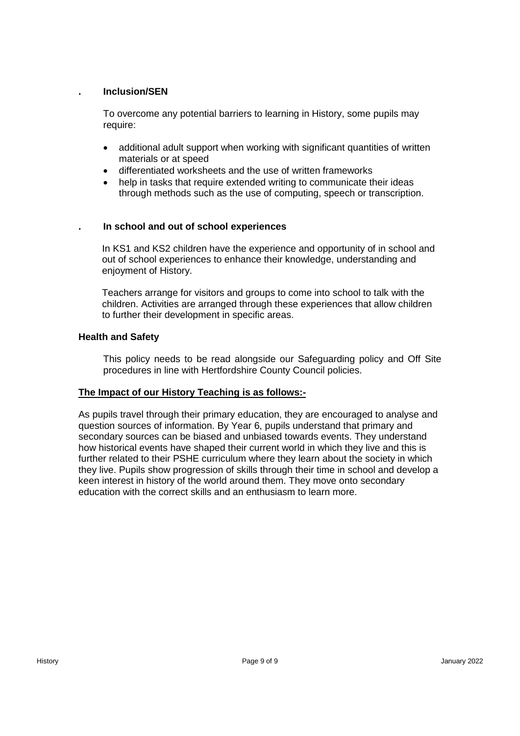## . Inclusion/SEN

To overcome any potential barriers to learning in History, some pupils may require:

- additional adult support when working with significant quantities of written materials or at speed
- differentiated worksheets and the use of written frameworks
- help in tasks that require extended writing to communicate their ideas through methods such as the use of computing, speech or transcription.

## . In school and out of school experiences

In KS1 and KS2 children have the experience and opportunity of in school and out of school experiences to enhance their knowledge, understanding and enjoyment of History.

Teachers arrange for visitors and groups to come into school to talk with the children. Activities are arranged through these experiences that allow children to further their development in specific areas.

## Health and Safety

This policy needs to be read alongside our Safeguarding policy and Off Site procedures in line with Hertfordshire County Council policies.

## The Impact of our History Teaching is as follows:-

As pupils travel through their primary education, they are encouraged to analyse and question sources of information. By Year 6, pupils understand that primary and secondary sources can be biased and unbiased towards events. They understand how historical events have shaped their current world in which they live and this is further related to their PSHE curriculum where they learn about the society in which they live. Pupils show progression of skills through their time in school and develop a keen interest in history of the world around them. They move onto secondary education with the correct skills and an enthusiasm to learn more.